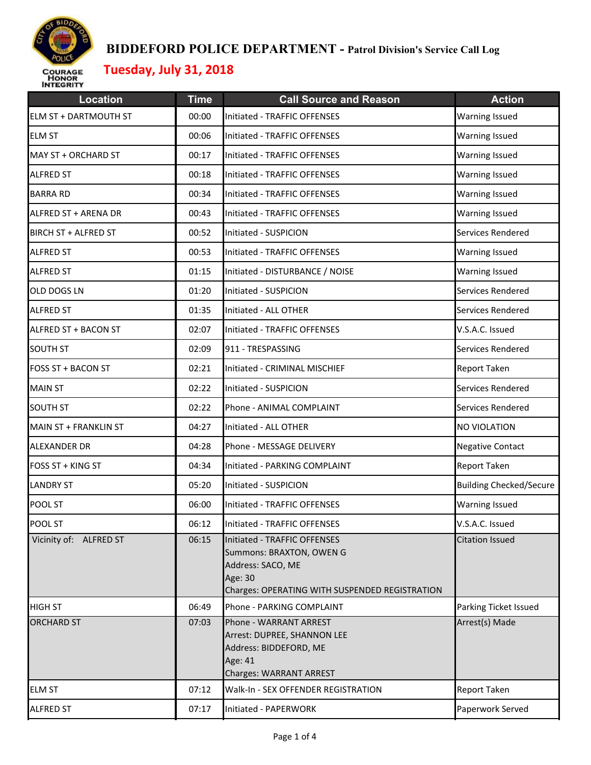# BIDDEFORD POLICE DEPARTMENT - Patrol Division's Service Call Log

## Tuesday, July 31, 2018

| Location | Time | Call Source and Reason | Action |
|---|---|---|---|
| ELM ST + DARTMOUTH ST | 00:00 | Initiated - TRAFFIC OFFENSES | Warning Issued |
| ELM ST | 00:06 | Initiated - TRAFFIC OFFENSES | Warning Issued |
| MAY ST + ORCHARD ST | 00:17 | Initiated - TRAFFIC OFFENSES | Warning Issued |
| ALFRED ST | 00:18 | Initiated - TRAFFIC OFFENSES | Warning Issued |
| BARRA RD | 00:34 | Initiated - TRAFFIC OFFENSES | Warning Issued |
| ALFRED ST + ARENA DR | 00:43 | Initiated - TRAFFIC OFFENSES | Warning Issued |
| BIRCH ST + ALFRED ST | 00:52 | Initiated - SUSPICION | Services Rendered |
| ALFRED ST | 00:53 | Initiated - TRAFFIC OFFENSES | Warning Issued |
| ALFRED ST | 01:15 | Initiated - DISTURBANCE / NOISE | Warning Issued |
| OLD DOGS LN | 01:20 | Initiated - SUSPICION | Services Rendered |
| ALFRED ST | 01:35 | Initiated - ALL OTHER | Services Rendered |
| ALFRED ST + BACON ST | 02:07 | Initiated - TRAFFIC OFFENSES | V.S.A.C. Issued |
| SOUTH ST | 02:09 | 911 - TRESPASSING | Services Rendered |
| FOSS ST + BACON ST | 02:21 | Initiated - CRIMINAL MISCHIEF | Report Taken |
| MAIN ST | 02:22 | Initiated - SUSPICION | Services Rendered |
| SOUTH ST | 02:22 | Phone - ANIMAL COMPLAINT | Services Rendered |
| MAIN ST + FRANKLIN ST | 04:27 | Initiated - ALL OTHER | NO VIOLATION |
| ALEXANDER DR | 04:28 | Phone - MESSAGE DELIVERY | Negative Contact |
| FOSS ST + KING ST | 04:34 | Initiated - PARKING COMPLAINT | Report Taken |
| LANDRY ST | 05:20 | Initiated - SUSPICION | Building Checked/Secure |
| POOL ST | 06:00 | Initiated - TRAFFIC OFFENSES | Warning Issued |
| POOL ST | 06:12 | Initiated - TRAFFIC OFFENSES | V.S.A.C. Issued |
| Vicinity of: ALFRED ST | 06:15 | Initiated - TRAFFIC OFFENSES<br>Summons: BRAXTON, OWEN G<br>Address: SACO, ME<br>Age: 30<br>Charges: OPERATING WITH SUSPENDED REGISTRATION | Citation Issued |
| HIGH ST | 06:49 | Phone - PARKING COMPLAINT | Parking Ticket Issued |
| ORCHARD ST | 07:03 | Phone - WARRANT ARREST<br>Arrest: DUPREE, SHANNON LEE<br>Address: BIDDEFORD, ME<br>Age: 41<br>Charges: WARRANT ARREST | Arrest(s) Made |
| ELM ST | 07:12 | Walk-In - SEX OFFENDER REGISTRATION | Report Taken |
| ALFRED ST | 07:17 | Initiated - PAPERWORK | Paperwork Served |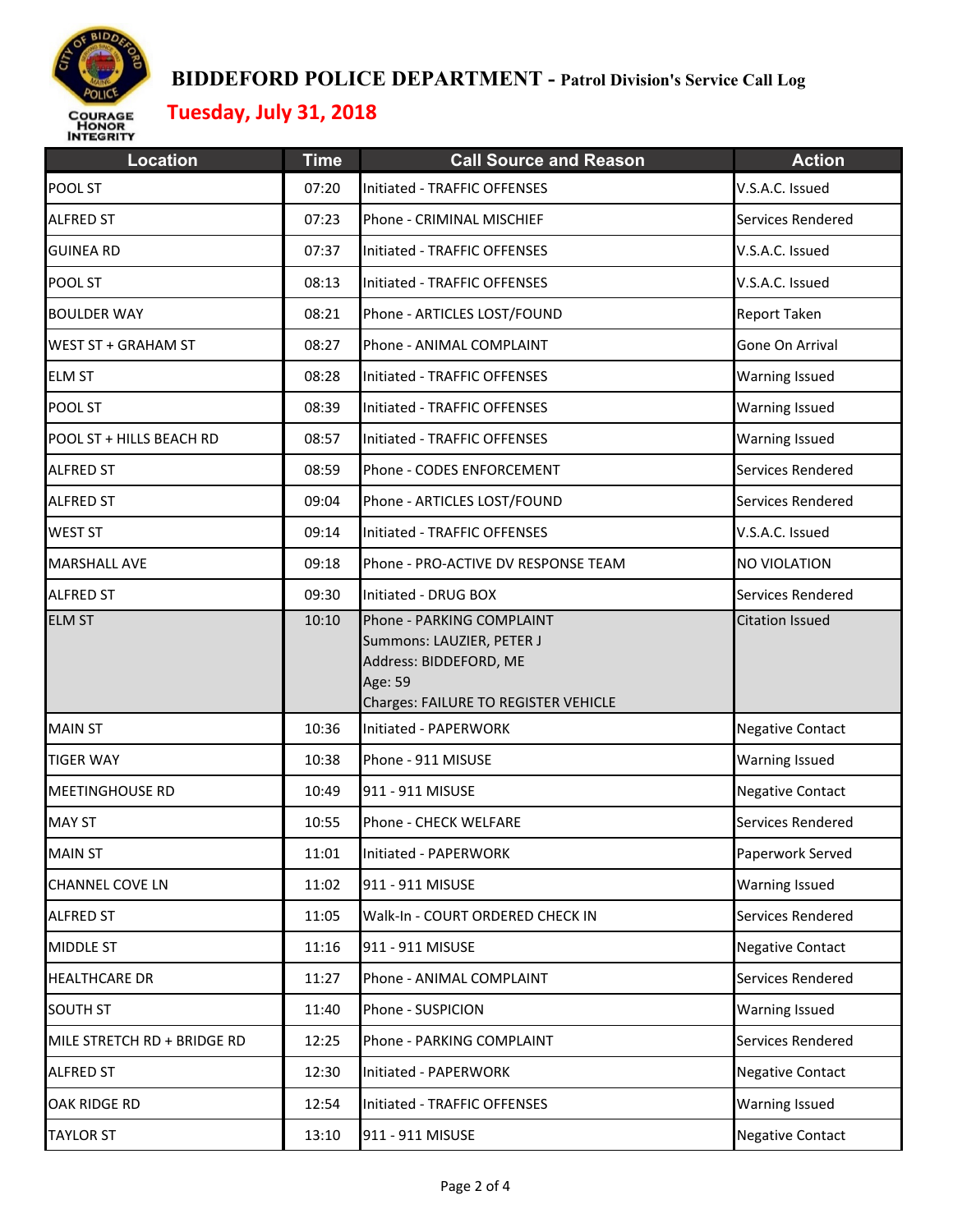# BIDDEFORD POLICE DEPARTMENT - Patrol Division's Service Call Log

## Tuesday, July 31, 2018

| Location | Time | Call Source and Reason | Action |
|---|---|---|---|
| POOL ST | 07:20 | Initiated - TRAFFIC OFFENSES | V.S.A.C. Issued |
| ALFRED ST | 07:23 | Phone - CRIMINAL MISCHIEF | Services Rendered |
| GUINEA RD | 07:37 | Initiated - TRAFFIC OFFENSES | V.S.A.C. Issued |
| POOL ST | 08:13 | Initiated - TRAFFIC OFFENSES | V.S.A.C. Issued |
| BOULDER WAY | 08:21 | Phone - ARTICLES LOST/FOUND | Report Taken |
| WEST ST + GRAHAM ST | 08:27 | Phone - ANIMAL COMPLAINT | Gone On Arrival |
| ELM ST | 08:28 | Initiated - TRAFFIC OFFENSES | Warning Issued |
| POOL ST | 08:39 | Initiated - TRAFFIC OFFENSES | Warning Issued |
| POOL ST + HILLS BEACH RD | 08:57 | Initiated - TRAFFIC OFFENSES | Warning Issued |
| ALFRED ST | 08:59 | Phone - CODES ENFORCEMENT | Services Rendered |
| ALFRED ST | 09:04 | Phone - ARTICLES LOST/FOUND | Services Rendered |
| WEST ST | 09:14 | Initiated - TRAFFIC OFFENSES | V.S.A.C. Issued |
| MARSHALL AVE | 09:18 | Phone - PRO-ACTIVE DV RESPONSE TEAM | NO VIOLATION |
| ALFRED ST | 09:30 | Initiated - DRUG BOX | Services Rendered |
| ELM ST | 10:10 | Phone - PARKING COMPLAINT<br>Summons: LAUZIER, PETER J<br>Address: BIDDEFORD, ME<br>Age: 59<br>Charges: FAILURE TO REGISTER VEHICLE | Citation Issued |
| MAIN ST | 10:36 | Initiated - PAPERWORK | Negative Contact |
| TIGER WAY | 10:38 | Phone - 911 MISUSE | Warning Issued |
| MEETINGHOUSE RD | 10:49 | 911 - 911 MISUSE | Negative Contact |
| MAY ST | 10:55 | Phone - CHECK WELFARE | Services Rendered |
| MAIN ST | 11:01 | Initiated - PAPERWORK | Paperwork Served |
| CHANNEL COVE LN | 11:02 | 911 - 911 MISUSE | Warning Issued |
| ALFRED ST | 11:05 | Walk-In - COURT ORDERED CHECK IN | Services Rendered |
| MIDDLE ST | 11:16 | 911 - 911 MISUSE | Negative Contact |
| HEALTHCARE DR | 11:27 | Phone - ANIMAL COMPLAINT | Services Rendered |
| SOUTH ST | 11:40 | Phone - SUSPICION | Warning Issued |
| MILE STRETCH RD + BRIDGE RD | 12:25 | Phone - PARKING COMPLAINT | Services Rendered |
| ALFRED ST | 12:30 | Initiated - PAPERWORK | Negative Contact |
| OAK RIDGE RD | 12:54 | Initiated - TRAFFIC OFFENSES | Warning Issued |
| TAYLOR ST | 13:10 | 911 - 911 MISUSE | Negative Contact |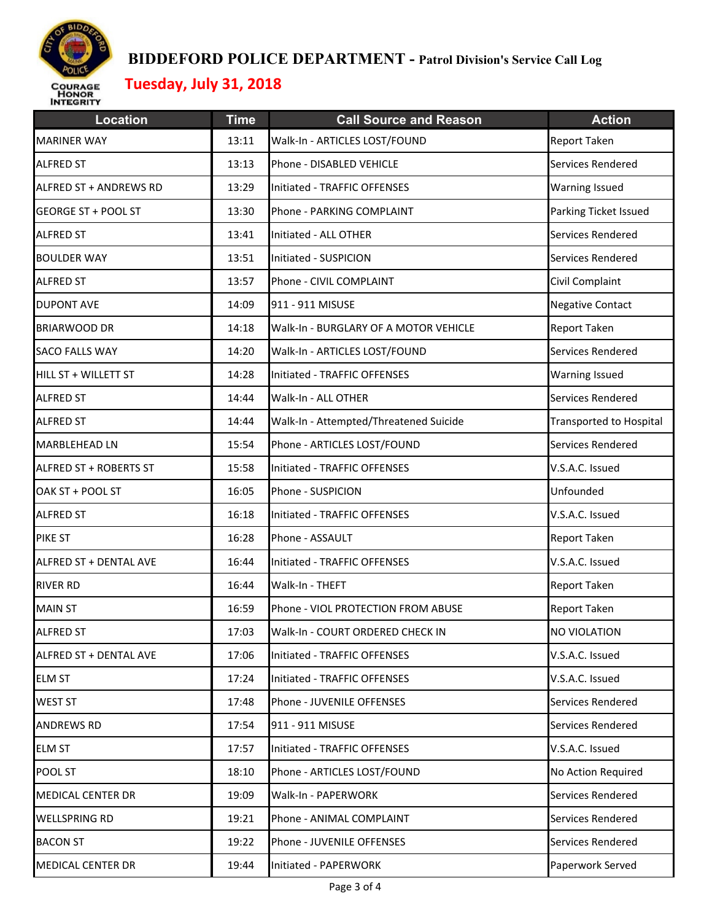# BIDDEFORD POLICE DEPARTMENT - Patrol Division's Service Call Log

## Tuesday, July 31, 2018

COURAGE HONOR INTEGRITY

| Location | Time | Call Source and Reason | Action |
|---|---|---|---|
| MARINER WAY | 13:11 | Walk-In - ARTICLES LOST/FOUND | Report Taken |
| ALFRED ST | 13:13 | Phone - DISABLED VEHICLE | Services Rendered |
| ALFRED ST + ANDREWS RD | 13:29 | Initiated - TRAFFIC OFFENSES | Warning Issued |
| GEORGE ST + POOL ST | 13:30 | Phone - PARKING COMPLAINT | Parking Ticket Issued |
| ALFRED ST | 13:41 | Initiated - ALL OTHER | Services Rendered |
| BOULDER WAY | 13:51 | Initiated - SUSPICION | Services Rendered |
| ALFRED ST | 13:57 | Phone - CIVIL COMPLAINT | Civil Complaint |
| DUPONT AVE | 14:09 | 911 - 911 MISUSE | Negative Contact |
| BRIARWOOD DR | 14:18 | Walk-In - BURGLARY OF A MOTOR VEHICLE | Report Taken |
| SACO FALLS WAY | 14:20 | Walk-In - ARTICLES LOST/FOUND | Services Rendered |
| HILL ST + WILLETT ST | 14:28 | Initiated - TRAFFIC OFFENSES | Warning Issued |
| ALFRED ST | 14:44 | Walk-In - ALL OTHER | Services Rendered |
| ALFRED ST | 14:44 | Walk-In - Attempted/Threatened Suicide | Transported to Hospital |
| MARBLEHEAD LN | 15:54 | Phone - ARTICLES LOST/FOUND | Services Rendered |
| ALFRED ST + ROBERTS ST | 15:58 | Initiated - TRAFFIC OFFENSES | V.S.A.C. Issued |
| OAK ST + POOL ST | 16:05 | Phone - SUSPICION | Unfounded |
| ALFRED ST | 16:18 | Initiated - TRAFFIC OFFENSES | V.S.A.C. Issued |
| PIKE ST | 16:28 | Phone - ASSAULT | Report Taken |
| ALFRED ST + DENTAL AVE | 16:44 | Initiated - TRAFFIC OFFENSES | V.S.A.C. Issued |
| RIVER RD | 16:44 | Walk-In - THEFT | Report Taken |
| MAIN ST | 16:59 | Phone - VIOL PROTECTION FROM ABUSE | Report Taken |
| ALFRED ST | 17:03 | Walk-In - COURT ORDERED CHECK IN | NO VIOLATION |
| ALFRED ST + DENTAL AVE | 17:06 | Initiated - TRAFFIC OFFENSES | V.S.A.C. Issued |
| ELM ST | 17:24 | Initiated - TRAFFIC OFFENSES | V.S.A.C. Issued |
| WEST ST | 17:48 | Phone - JUVENILE OFFENSES | Services Rendered |
| ANDREWS RD | 17:54 | 911 - 911 MISUSE | Services Rendered |
| ELM ST | 17:57 | Initiated - TRAFFIC OFFENSES | V.S.A.C. Issued |
| POOL ST | 18:10 | Phone - ARTICLES LOST/FOUND | No Action Required |
| MEDICAL CENTER DR | 19:09 | Walk-In - PAPERWORK | Services Rendered |
| WELLSPRING RD | 19:21 | Phone - ANIMAL COMPLAINT | Services Rendered |
| BACON ST | 19:22 | Phone - JUVENILE OFFENSES | Services Rendered |
| MEDICAL CENTER DR | 19:44 | Initiated - PAPERWORK | Paperwork Served |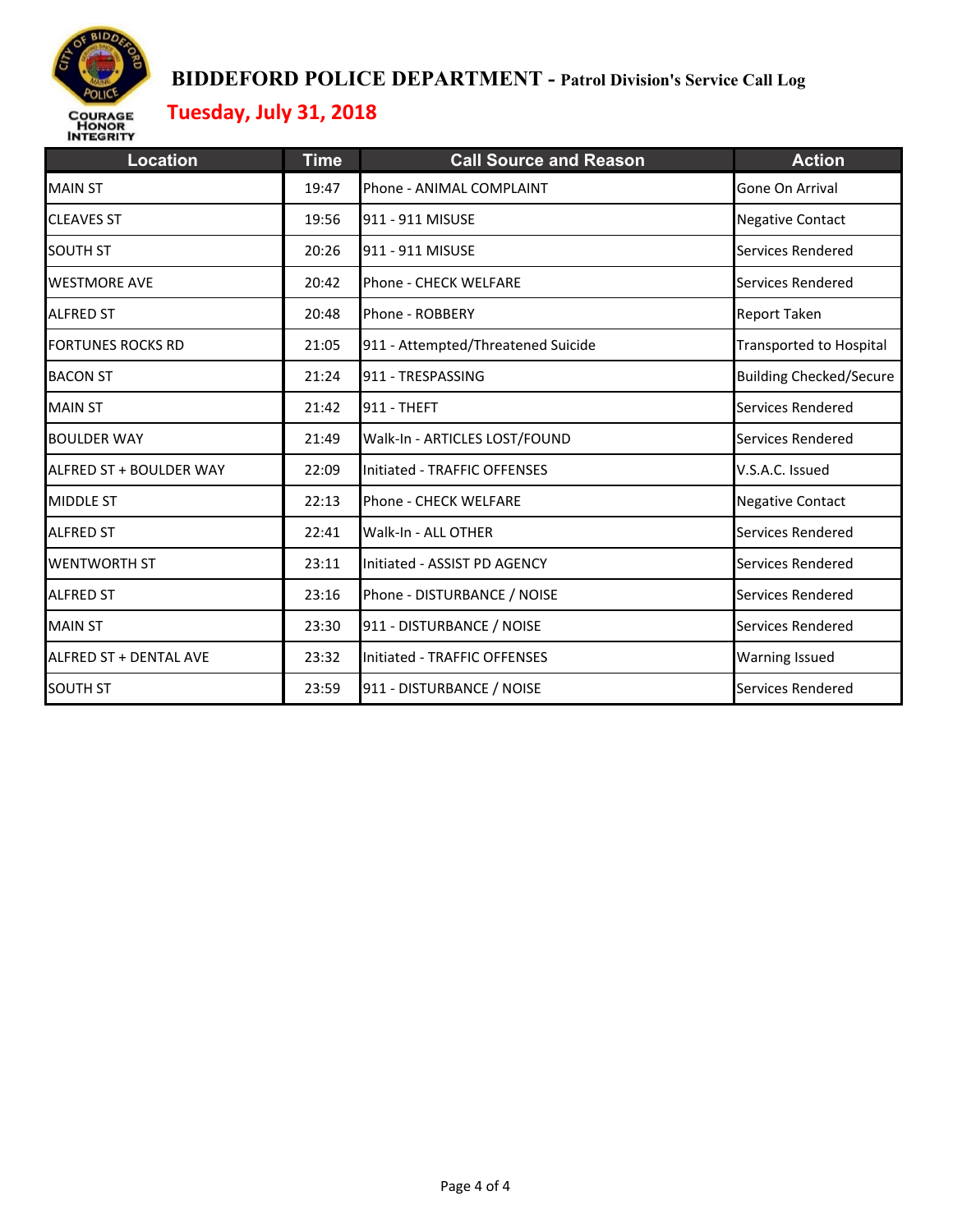# BIDDEFORD POLICE DEPARTMENT - Patrol Division's Service Call Log

COURAGE HONOR INTEGRITY

## Tuesday, July 31, 2018

| Location | Time | Call Source and Reason | Action |
|---|---|---|---|
| MAIN ST | 19:47 | Phone - ANIMAL COMPLAINT | Gone On Arrival |
| CLEAVES ST | 19:56 | 911 - 911 MISUSE | Negative Contact |
| SOUTH ST | 20:26 | 911 - 911 MISUSE | Services Rendered |
| WESTMORE AVE | 20:42 | Phone - CHECK WELFARE | Services Rendered |
| ALFRED ST | 20:48 | Phone - ROBBERY | Report Taken |
| FORTUNES ROCKS RD | 21:05 | 911 - Attempted/Threatened Suicide | Transported to Hospital |
| BACON ST | 21:24 | 911 - TRESPASSING | Building Checked/Secure |
| MAIN ST | 21:42 | 911 - THEFT | Services Rendered |
| BOULDER WAY | 21:49 | Walk-In - ARTICLES LOST/FOUND | Services Rendered |
| ALFRED ST + BOULDER WAY | 22:09 | Initiated - TRAFFIC OFFENSES | V.S.A.C. Issued |
| MIDDLE ST | 22:13 | Phone - CHECK WELFARE | Negative Contact |
| ALFRED ST | 22:41 | Walk-In - ALL OTHER | Services Rendered |
| WENTWORTH ST | 23:11 | Initiated - ASSIST PD AGENCY | Services Rendered |
| ALFRED ST | 23:16 | Phone - DISTURBANCE / NOISE | Services Rendered |
| MAIN ST | 23:30 | 911 - DISTURBANCE / NOISE | Services Rendered |
| ALFRED ST + DENTAL AVE | 23:32 | Initiated - TRAFFIC OFFENSES | Warning Issued |
| SOUTH ST | 23:59 | 911 - DISTURBANCE / NOISE | Services Rendered |